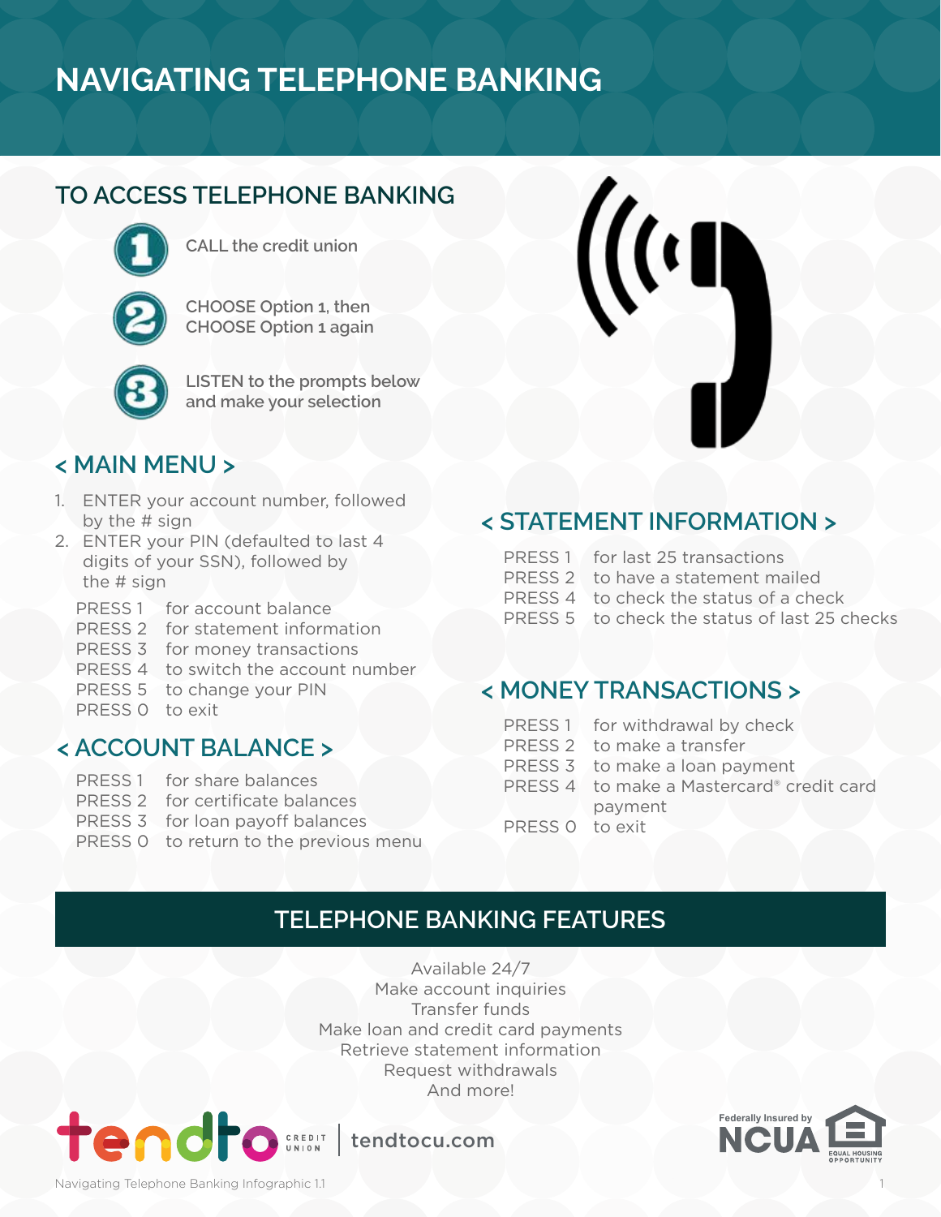# NAVIGATING TELEPHONE BANKING

## TO ACCESS TELEPHONE BANKING

1. CALL the credit union
2. CHOOSE Option 1, then CHOOSE Option 1 again
3. LISTEN to the prompts below and make your selection

## < MAIN MENU >

1. ENTER your account number, followed by the # sign
2. ENTER your PIN (defaulted to last 4 digits of your SSN), followed by the # sign

PRESS 1 for account balance
PRESS 2 for statement information
PRESS 3 for money transactions
PRESS 4 to switch the account number
PRESS 5 to change your PIN
PRESS 0 to exit

## < ACCOUNT BALANCE >

PRESS 1 for share balances
PRESS 2 for certificate balances
PRESS 3 for loan payoff balances
PRESS 0 to return to the previous menu

## < STATEMENT INFORMATION >

PRESS 1 for last 25 transactions
PRESS 2 to have a statement mailed
PRESS 4 to check the status of a check
PRESS 5 to check the status of last 25 checks

## < MONEY TRANSACTIONS >

PRESS 1 for withdrawal by check
PRESS 2 to make a transfer
PRESS 3 to make a loan payment
PRESS 4 to make a Mastercard® credit card payment
PRESS 0 to exit

## TELEPHONE BANKING FEATURES

Available 24/7
Make account inquiries
Transfer funds
Make loan and credit card payments
Retrieve statement information
Request withdrawals
And more!

tendto CREDIT UNION | tendtocu.com

Federally Insured by NCUA — EQUAL HOUSING OPPORTUNITY

Navigating Telephone Banking Infographic 1.1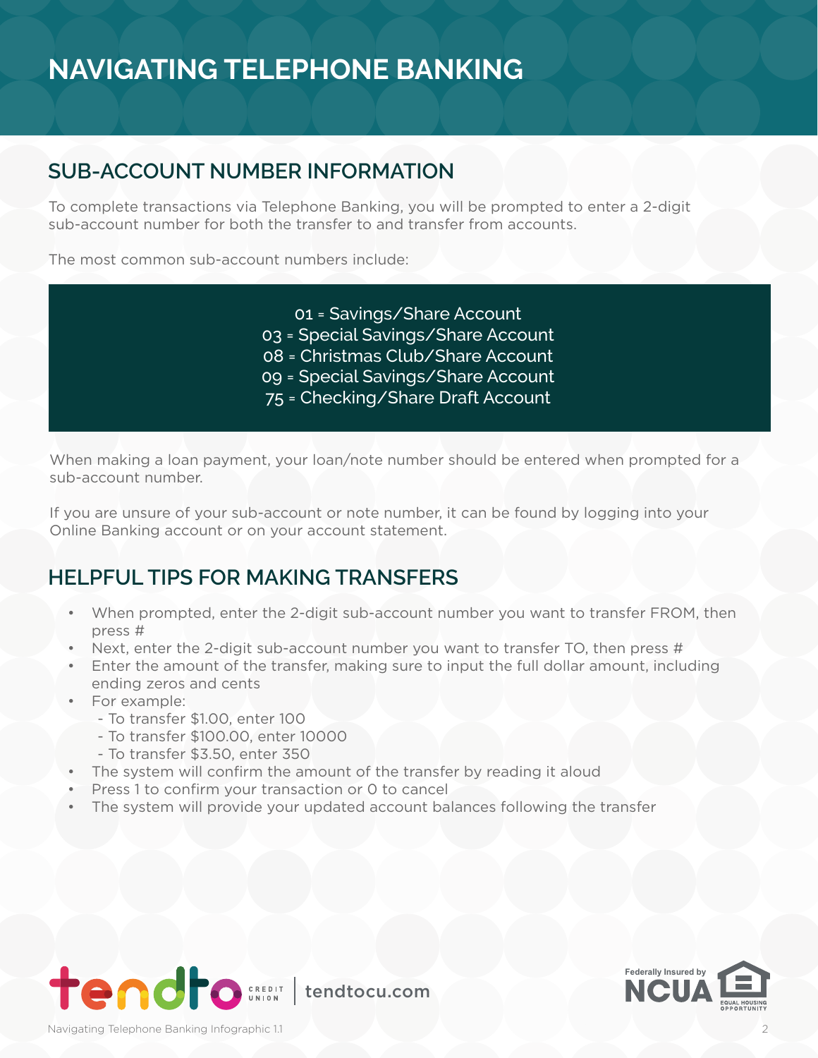# NAVIGATING TELEPHONE BANKING

## SUB-ACCOUNT NUMBER INFORMATION

To complete transactions via Telephone Banking, you will be prompted to enter a 2-digit sub-account number for both the transfer to and transfer from accounts.

The most common sub-account numbers include:

01 = Savings/Share Account
03 = Special Savings/Share Account
08 = Christmas Club/Share Account
09 = Special Savings/Share Account
75 = Checking/Share Draft Account

When making a loan payment, your loan/note number should be entered when prompted for a sub-account number.

If you are unsure of your sub-account or note number, it can be found by logging into your Online Banking account or on your account statement.

## HELPFUL TIPS FOR MAKING TRANSFERS

- When prompted, enter the 2-digit sub-account number you want to transfer FROM, then press #
- Next, enter the 2-digit sub-account number you want to transfer TO, then press #
- Enter the amount of the transfer, making sure to input the full dollar amount, including ending zeros and cents
- For example:
  - To transfer $1.00, enter 100
  - To transfer $100.00, enter 10000
  - To transfer $3.50, enter 350
- The system will confirm the amount of the transfer by reading it aloud
- Press 1 to confirm your transaction or 0 to cancel
- The system will provide your updated account balances following the transfer

tendto CREDIT UNION | tendtocu.com

Federally Insured by NCUA

EQUAL HOUSING OPPORTUNITY